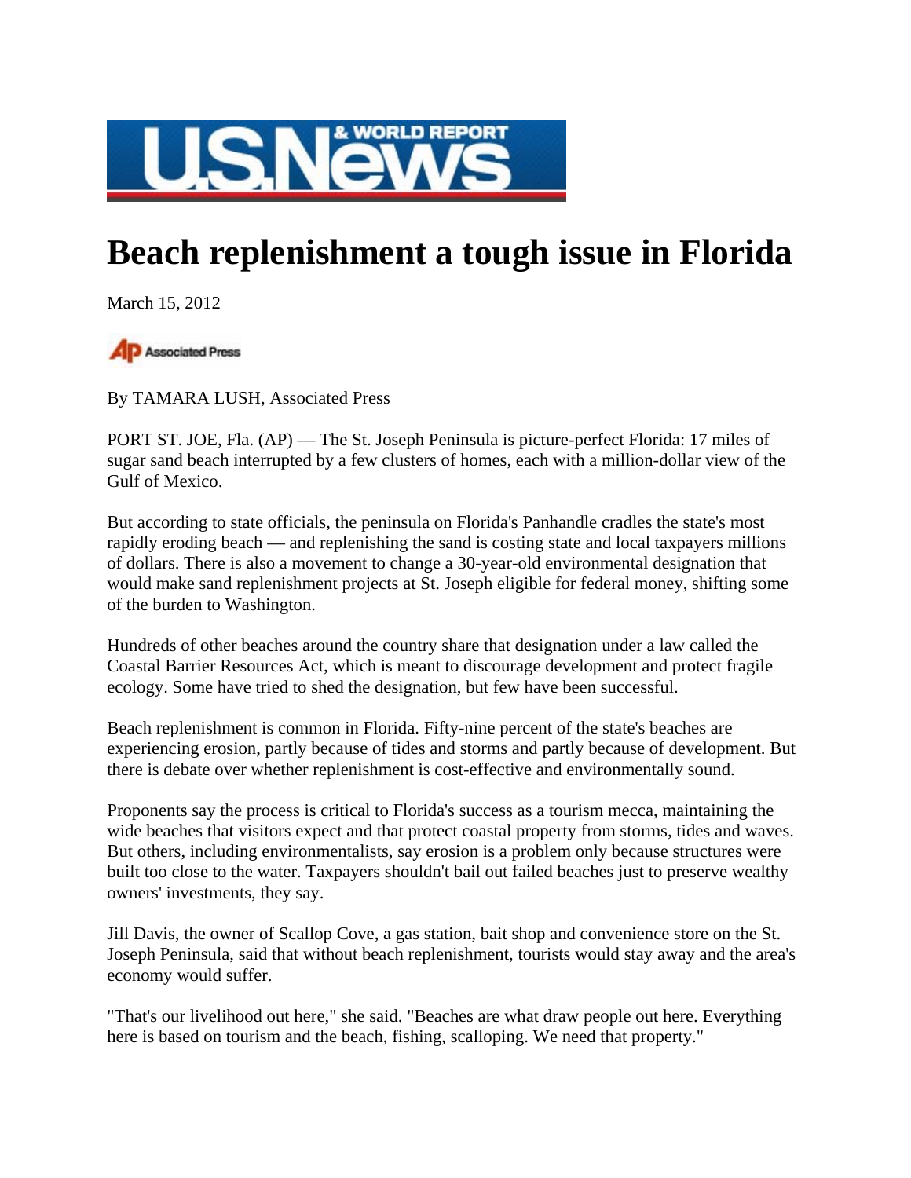# Beach replenishment a tough issue in Florida

March 15, 2012

By TAMARA LUSH, Associated Press

PORT ST. JOE, Fla. (AP) — The St. Joseph Peninsula is picture-perfect Florida: 17 miles of sugar sand beach interrupted by a few clusters of homes, each with a million-dollar view of the Gulf of Mexico.

But according to state officials, the peninsula on Florida's Panhandle cradles the state's most rapidly eroding beach — and replenishing the sand is costing state and local taxpayers millions of dollars. There is also a movement to change a 30-year-old environmental designation that would make sand replenishment projects at St. Joseph eligible for federal money, shifting some of the burden to Washington.

Hundreds of other beaches around the country share that designation under a law called the Coastal Barrier Resources Act, which is meant to discourage development and protect fragile ecology. Some have tried to shed the designation, but few have been successful.

Beach replenishment is common in Florida. Fifty-nine percent of the state's beaches are experiencing erosion, partly because of tides and storms and partly because of development. But there is debate over whether replenishment is cost-effective and environmentally sound.

Proponents say the process is critical to Florida's success as a tourism mecca, maintaining the wide beaches that visitors expect and that protect coastal property from storms, tides and waves. But others, including environmentalists, say erosion is a problem only because structures were built too close to the water. Taxpayers shouldn't bail out failed beaches just to preserve wealthy owners' investments, they say.

Jill Davis, the owner of Scallop Cove, a gas station, bait shop and convenience store on the St. Joseph Peninsula, said that without beach replenishment, tourists would stay away and the area's economy would suffer.

"That's our livelihood out here," she said. "Beaches are what draw people out here. Everything here is based on tourism and the beach, fishing, scalloping. We need that property."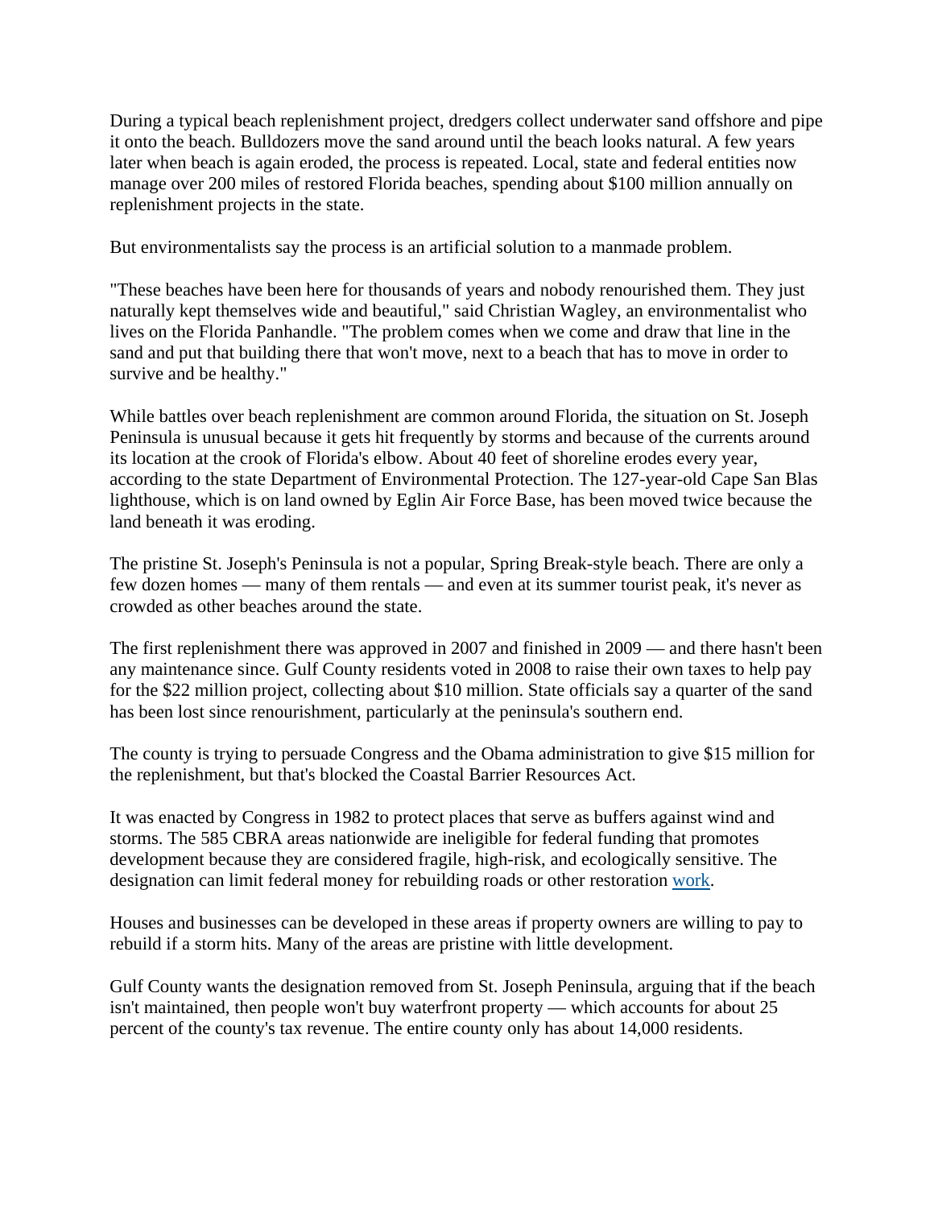During a typical beach replenishment project, dredgers collect underwater sand offshore and pipe it onto the beach. Bulldozers move the sand around until the beach looks natural. A few years later when beach is again eroded, the process is repeated. Local, state and federal entities now manage over 200 miles of restored Florida beaches, spending about $100 million annually on replenishment projects in the state.

But environmentalists say the process is an artificial solution to a manmade problem.

"These beaches have been here for thousands of years and nobody renourished them. They just naturally kept themselves wide and beautiful," said Christian Wagley, an environmentalist who lives on the Florida Panhandle. "The problem comes when we come and draw that line in the sand and put that building there that won't move, next to a beach that has to move in order to survive and be healthy."

While battles over beach replenishment are common around Florida, the situation on St. Joseph Peninsula is unusual because it gets hit frequently by storms and because of the currents around its location at the crook of Florida's elbow. About 40 feet of shoreline erodes every year, according to the state Department of Environmental Protection. The 127-year-old Cape San Blas lighthouse, which is on land owned by Eglin Air Force Base, has been moved twice because the land beneath it was eroding.

The pristine St. Joseph's Peninsula is not a popular, Spring Break-style beach. There are only a few dozen homes — many of them rentals — and even at its summer tourist peak, it's never as crowded as other beaches around the state.

The first replenishment there was approved in 2007 and finished in 2009 — and there hasn't been any maintenance since. Gulf County residents voted in 2008 to raise their own taxes to help pay for the $22 million project, collecting about $10 million. State officials say a quarter of the sand has been lost since renourishment, particularly at the peninsula's southern end.

The county is trying to persuade Congress and the Obama administration to give $15 million for the replenishment, but that's blocked the Coastal Barrier Resources Act.

It was enacted by Congress in 1982 to protect places that serve as buffers against wind and storms. The 585 CBRA areas nationwide are ineligible for federal funding that promotes development because they are considered fragile, high-risk, and ecologically sensitive. The designation can limit federal money for rebuilding roads or other restoration work.

Houses and businesses can be developed in these areas if property owners are willing to pay to rebuild if a storm hits. Many of the areas are pristine with little development.

Gulf County wants the designation removed from St. Joseph Peninsula, arguing that if the beach isn't maintained, then people won't buy waterfront property — which accounts for about 25 percent of the county's tax revenue. The entire county only has about 14,000 residents.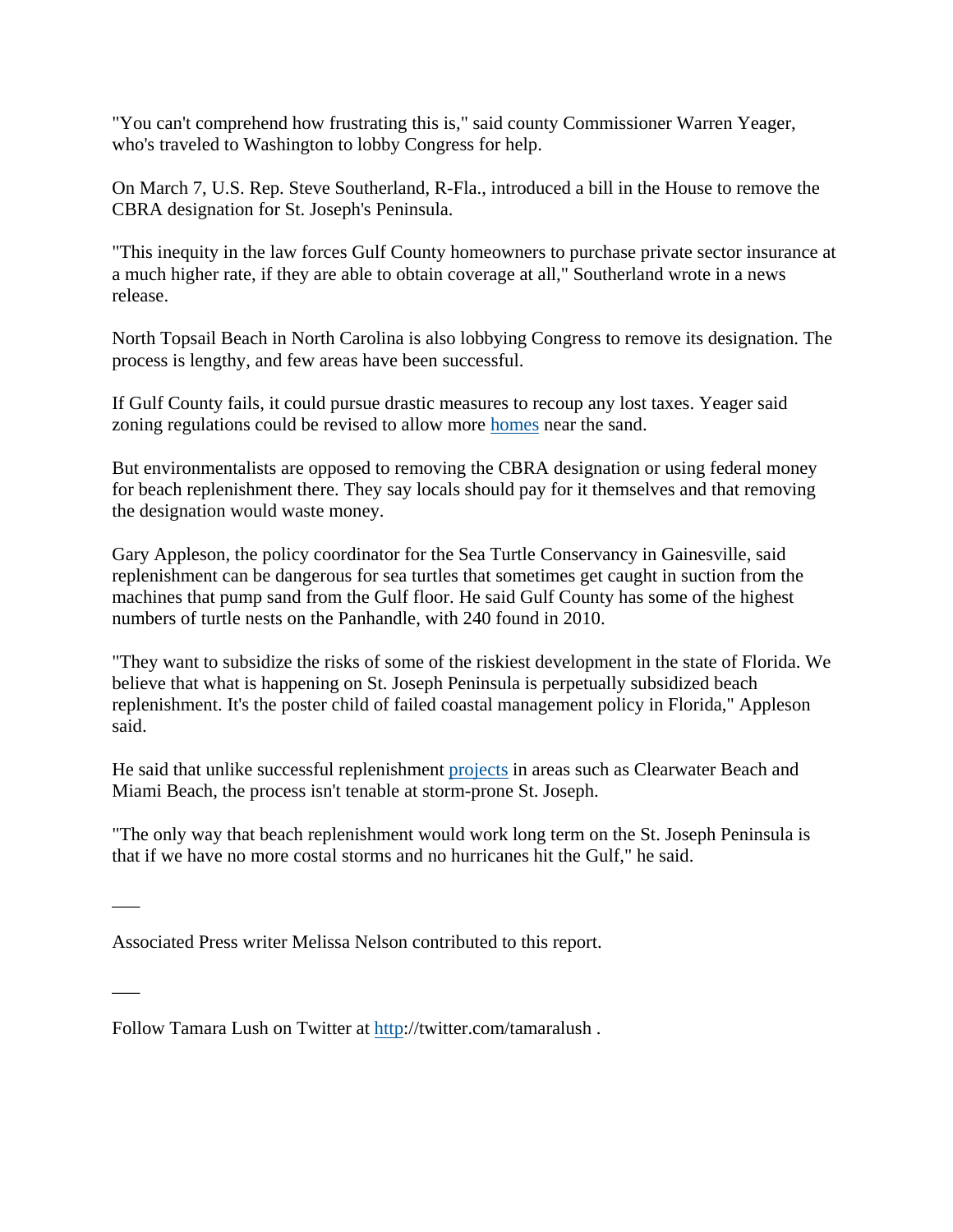"You can't comprehend how frustrating this is," said county Commissioner Warren Yeager, who's traveled to Washington to lobby Congress for help.

On March 7, U.S. Rep. Steve Southerland, R-Fla., introduced a bill in the House to remove the CBRA designation for St. Joseph's Peninsula.

"This inequity in the law forces Gulf County homeowners to purchase private sector insurance at a much higher rate, if they are able to obtain coverage at all," Southerland wrote in a news release.

North Topsail Beach in North Carolina is also lobbying Congress to remove its designation. The process is lengthy, and few areas have been successful.

If Gulf County fails, it could pursue drastic measures to recoup any lost taxes. Yeager said zoning regulations could be revised to allow more homes near the sand.

But environmentalists are opposed to removing the CBRA designation or using federal money for beach replenishment there. They say locals should pay for it themselves and that removing the designation would waste money.

Gary Appleson, the policy coordinator for the Sea Turtle Conservancy in Gainesville, said replenishment can be dangerous for sea turtles that sometimes get caught in suction from the machines that pump sand from the Gulf floor. He said Gulf County has some of the highest numbers of turtle nests on the Panhandle, with 240 found in 2010.

"They want to subsidize the risks of some of the riskiest development in the state of Florida. We believe that what is happening on St. Joseph Peninsula is perpetually subsidized beach replenishment. It's the poster child of failed coastal management policy in Florida," Appleson said.

He said that unlike successful replenishment projects in areas such as Clearwater Beach and Miami Beach, the process isn't tenable at storm-prone St. Joseph.

"The only way that beach replenishment would work long term on the St. Joseph Peninsula is that if we have no more costal storms and no hurricanes hit the Gulf," he said.

\_\_\_

Associated Press writer Melissa Nelson contributed to this report.

\_\_\_

Follow Tamara Lush on Twitter at http://twitter.com/tamaralush .